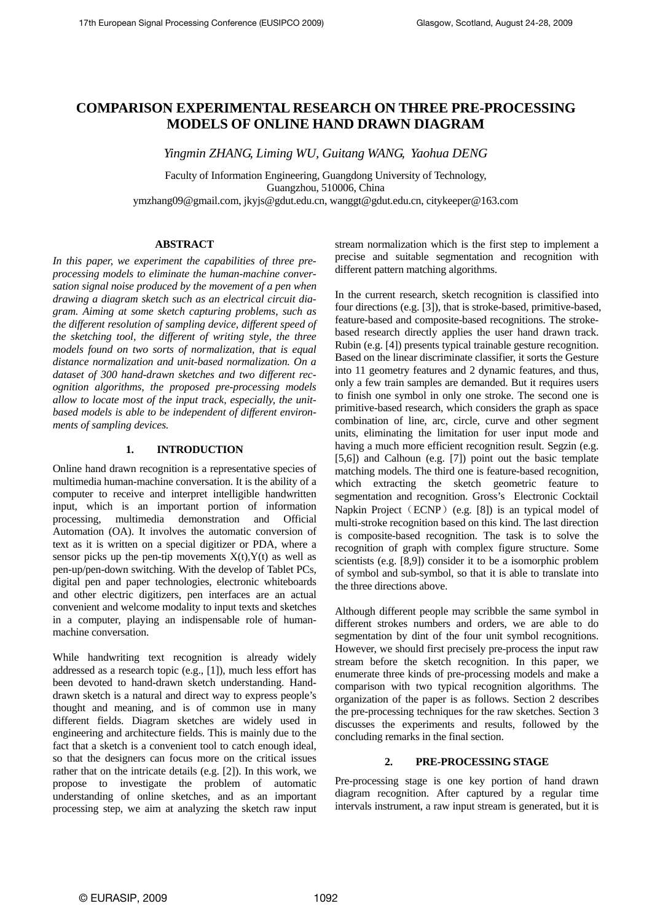# COMPARISON EXPERIMENTAL RESEARCH ON THREE PRE-PROCESSING MODELS OF ONLINE HAND DRAWN DIAGRAM

*Yingmin ZHANG, Liming WU, Guitang WANG, Yaohua DENG*

Faculty of Information Engineering, Guangdong University of Technology,
Guangzhou, 510006, China
ymzhang09@gmail.com, jkyjs@gdut.edu.cn, wanggt@gdut.edu.cn, citykeeper@163.com

## ABSTRACT

*In this paper, we experiment the capabilities of three pre-processing models to eliminate the human-machine conversation signal noise produced by the movement of a pen when drawing a diagram sketch such as an electrical circuit diagram. Aiming at some sketch capturing problems, such as the different resolution of sampling device, different speed of the sketching tool, the different of writing style, the three models found on two sorts of normalization, that is equal distance normalization and unit-based normalization. On a dataset of 300 hand-drawn sketches and two different recognition algorithms, the proposed pre-processing models allow to locate most of the input track, especially, the unit-based models is able to be independent of different environments of sampling devices.*

## 1. INTRODUCTION

Online hand drawn recognition is a representative species of multimedia human-machine conversation. It is the ability of a computer to receive and interpret intelligible handwritten input, which is an important portion of information processing, multimedia demonstration and Official Automation (OA). It involves the automatic conversion of text as it is written on a special digitizer or PDA, where a sensor picks up the pen-tip movements X(t),Y(t) as well as pen-up/pen-down switching. With the develop of Tablet PCs, digital pen and paper technologies, electronic whiteboards and other electric digitizers, pen interfaces are an actual convenient and welcome modality to input texts and sketches in a computer, playing an indispensable role of human-machine conversation.

While handwriting text recognition is already widely addressed as a research topic (e.g., [1]), much less effort has been devoted to hand-drawn sketch understanding. Hand-drawn sketch is a natural and direct way to express people's thought and meaning, and is of common use in many different fields. Diagram sketches are widely used in engineering and architecture fields. This is mainly due to the fact that a sketch is a convenient tool to catch enough ideal, so that the designers can focus more on the critical issues rather that on the intricate details (e.g. [2]). In this work, we propose to investigate the problem of automatic understanding of online sketches, and as an important processing step, we aim at analyzing the sketch raw input stream normalization which is the first step to implement a precise and suitable segmentation and recognition with different pattern matching algorithms.

In the current research, sketch recognition is classified into four directions (e.g. [3]), that is stroke-based, primitive-based, feature-based and composite-based recognitions. The stroke-based research directly applies the user hand drawn track. Rubin (e.g. [4]) presents typical trainable gesture recognition. Based on the linear discriminate classifier, it sorts the Gesture into 11 geometry features and 2 dynamic features, and thus, only a few train samples are demanded. But it requires users to finish one symbol in only one stroke. The second one is primitive-based research, which considers the graph as space combination of line, arc, circle, curve and other segment units, eliminating the limitation for user input mode and having a much more efficient recognition result. Segzin (e.g. [5,6]) and Calhoun (e.g. [7]) point out the basic template matching models. The third one is feature-based recognition, which extracting the sketch geometric feature to segmentation and recognition. Gross's Electronic Cocktail Napkin Project（ECNP）(e.g. [8]) is an typical model of multi-stroke recognition based on this kind. The last direction is composite-based recognition. The task is to solve the recognition of graph with complex figure structure. Some scientists (e.g. [8,9]) consider it to be a isomorphic problem of symbol and sub-symbol, so that it is able to translate into the three directions above.

Although different people may scribble the same symbol in different strokes numbers and orders, we are able to do segmentation by dint of the four unit symbol recognitions. However, we should first precisely pre-process the input raw stream before the sketch recognition. In this paper, we enumerate three kinds of pre-processing models and make a comparison with two typical recognition algorithms. The organization of the paper is as follows. Section 2 describes the pre-processing techniques for the raw sketches. Section 3 discusses the experiments and results, followed by the concluding remarks in the final section.

## 2. PRE-PROCESSING STAGE

Pre-processing stage is one key portion of hand drawn diagram recognition. After captured by a regular time intervals instrument, a raw input stream is generated, but it is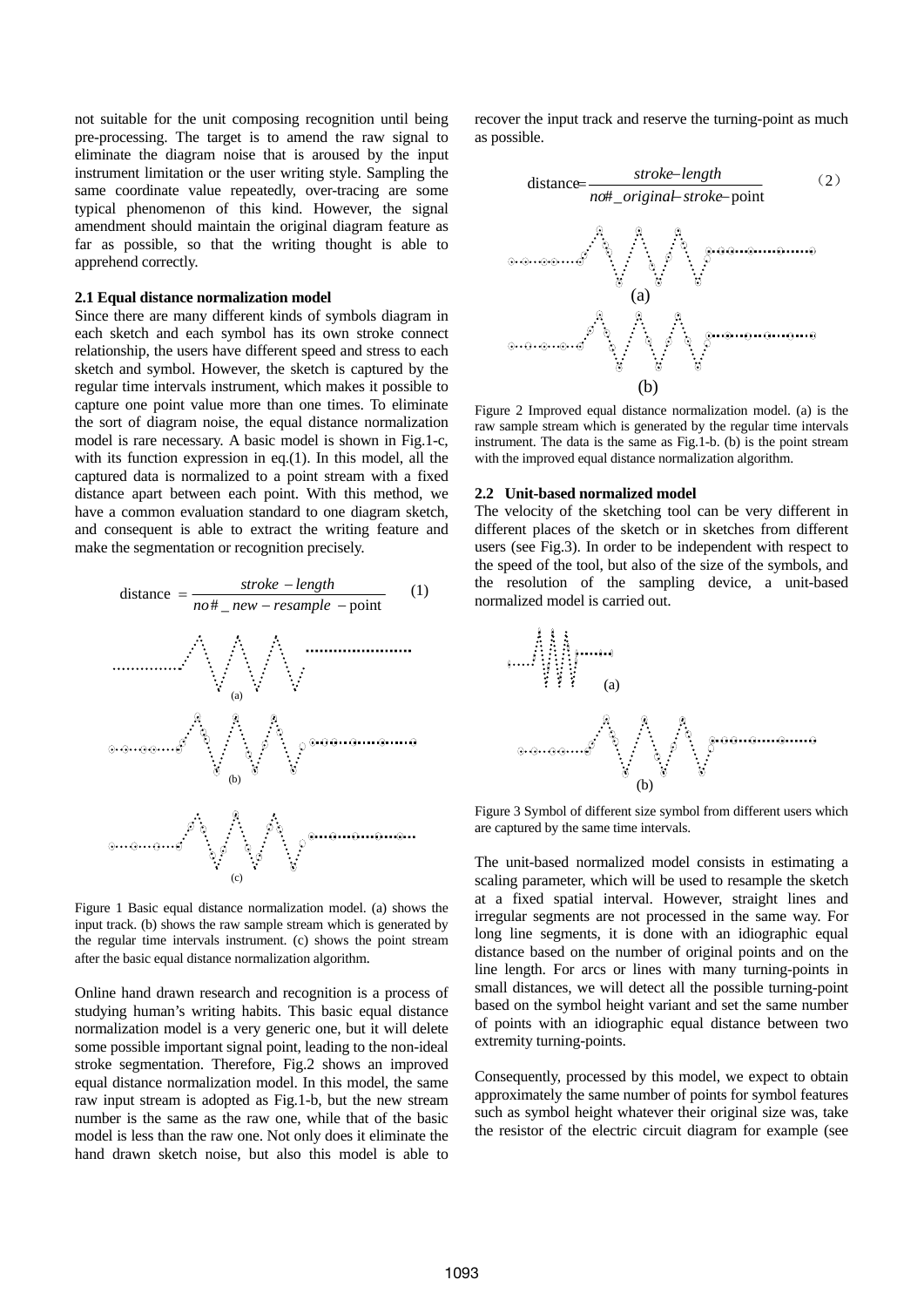not suitable for the unit composing recognition until being pre-processing. The target is to amend the raw signal to eliminate the diagram noise that is aroused by the input instrument limitation or the user writing style. Sampling the same coordinate value repeatedly, over-tracing are some typical phenomenon of this kind. However, the signal amendment should maintain the original diagram feature as far as possible, so that the writing thought is able to apprehend correctly.

### 2.1 Equal distance normalization model

Since there are many different kinds of symbols diagram in each sketch and each symbol has its own stroke connect relationship, the users have different speed and stress to each sketch and symbol. However, the sketch is captured by the regular time intervals instrument, which makes it possible to capture one point value more than one times. To eliminate the sort of diagram noise, the equal distance normalization model is rare necessary. A basic model is shown in Fig.1-c, with its function expression in eq.(1). In this model, all the captured data is normalized to a point stream with a fixed distance apart between each point. With this method, we have a common evaluation standard to one diagram sketch, and consequent is able to extract the writing feature and make the segmentation or recognition precisely.

$$\text{distance} = \frac{stroke - length}{no\#\_new - resample - \text{point}} \quad (1)$$

Figure 1 Basic equal distance normalization model. (a) shows the input track. (b) shows the raw sample stream which is generated by the regular time intervals instrument. (c) shows the point stream after the basic equal distance normalization algorithm.

Online hand drawn research and recognition is a process of studying human's writing habits. This basic equal distance normalization model is a very generic one, but it will delete some possible important signal point, leading to the non-ideal stroke segmentation. Therefore, Fig.2 shows an improved equal distance normalization model. In this model, the same raw input stream is adopted as Fig.1-b, but the new stream number is the same as the raw one, while that of the basic model is less than the raw one. Not only does it eliminate the hand drawn sketch noise, but also this model is able to recover the input track and reserve the turning-point as much as possible.

$$\text{distance} = \frac{stroke - length}{no\#\_original - stroke - \text{point}} \quad (2)$$

Figure 2 Improved equal distance normalization model. (a) is the raw sample stream which is generated by the regular time intervals instrument. The data is the same as Fig.1-b. (b) is the point stream with the improved equal distance normalization algorithm.

### 2.2 Unit-based normalized model

The velocity of the sketching tool can be very different in different places of the sketch or in sketches from different users (see Fig.3). In order to be independent with respect to the speed of the tool, but also of the size of the symbols, and the resolution of the sampling device, a unit-based normalized model is carried out.

Figure 3 Symbol of different size symbol from different users which are captured by the same time intervals.

The unit-based normalized model consists in estimating a scaling parameter, which will be used to resample the sketch at a fixed spatial interval. However, straight lines and irregular segments are not processed in the same way. For long line segments, it is done with an idiographic equal distance based on the number of original points and on the line length. For arcs or lines with many turning-points in small distances, we will detect all the possible turning-point based on the symbol height variant and set the same number of points with an idiographic equal distance between two extremity turning-points.

Consequently, processed by this model, we expect to obtain approximately the same number of points for symbol features such as symbol height whatever their original size was, take the resistor of the electric circuit diagram for example (see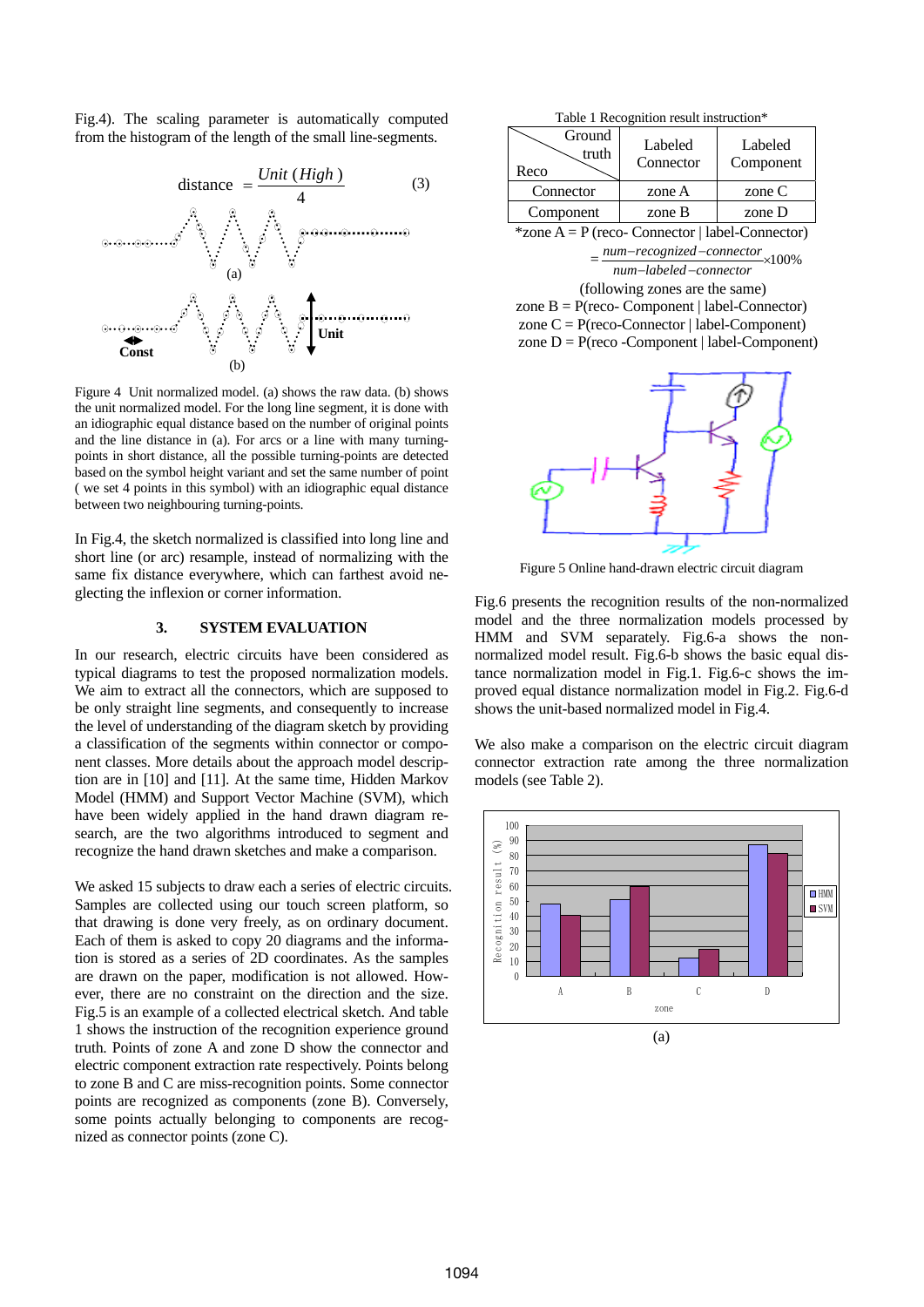Fig.4). The scaling parameter is automatically computed from the histogram of the length of the small line-segments.

$$\text{distance} = \frac{Unit\,(High)}{4} \quad (3)$$

Figure 4 Unit normalized model. (a) shows the raw data. (b) shows the unit normalized model. For the long line segment, it is done with an idiographic equal distance based on the number of original points and the line distance in (a). For arcs or a line with many turning-points in short distance, all the possible turning-points are detected based on the symbol height variant and set the same number of point ( we set 4 points in this symbol) with an idiographic equal distance between two neighbouring turning-points.

In Fig.4, the sketch normalized is classified into long line and short line (or arc) resample, instead of normalizing with the same fix distance everywhere, which can farthest avoid neglecting the inflexion or corner information.

## 3. SYSTEM EVALUATION

In our research, electric circuits have been considered as typical diagrams to test the proposed normalization models. We aim to extract all the connectors, which are supposed to be only straight line segments, and consequently to increase the level of understanding of the diagram sketch by providing a classification of the segments within connector or component classes. More details about the approach model description are in [10] and [11]. At the same time, Hidden Markov Model (HMM) and Support Vector Machine (SVM), which have been widely applied in the hand drawn diagram research, are the two algorithms introduced to segment and recognize the hand drawn sketches and make a comparison.

We asked 15 subjects to draw each a series of electric circuits. Samples are collected using our touch screen platform, so that drawing is done very freely, as on ordinary document. Each of them is asked to copy 20 diagrams and the information is stored as a series of 2D coordinates. As the samples are drawn on the paper, modification is not allowed. However, there are no constraint on the direction and the size. Fig.5 is an example of a collected electrical sketch. And table 1 shows the instruction of the recognition experience ground truth. Points of zone A and zone D show the connector and electric component extraction rate respectively. Points belong to zone B and C are miss-recognition points. Some connector points are recognized as components (zone B). Conversely, some points actually belonging to components are recognized as connector points (zone C).

Table 1 Recognition result instruction*

| Reco \ Ground truth | Labeled Connector | Labeled Component |
|---|---|---|
| Connector | zone A | zone C |
| Component | zone B | zone D |

*zone A = P (reco- Connector | label-Connector)

$$= \frac{num\text{-}recognized\text{-}connector}{num\text{-}labeled\text{-}connector} \times 100\%$$

(following zones are the same)

zone B = P(reco- Component | label-Connector)

zone C = P(reco-Connector | label-Component)

zone D = P(reco -Component | label-Component)

Figure 5 Online hand-drawn electric circuit diagram

Fig.6 presents the recognition results of the non-normalized model and the three normalization models processed by HMM and SVM separately. Fig.6-a shows the non-normalized model result. Fig.6-b shows the basic equal distance normalization model in Fig.1. Fig.6-c shows the improved equal distance normalization model in Fig.2. Fig.6-d shows the unit-based normalized model in Fig.4.

We also make a comparison on the electric circuit diagram connector extraction rate among the three normalization models (see Table 2).

(a)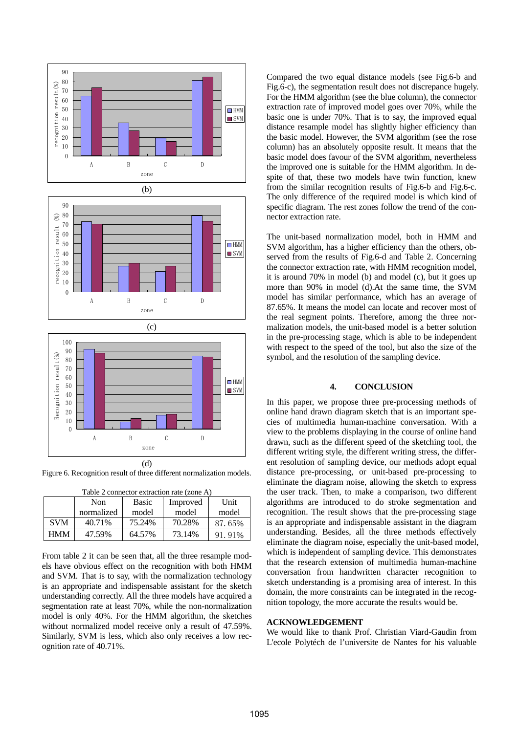Figure 6. Recognition result of three different normalization models.

Table 2 connector extraction rate (zone A)

| | Non normalized | Basic model | Improved model | Unit model |
|---|---|---|---|---|
| SVM | 40.71% | 75.24% | 70.28% | 87.65% |
| HMM | 47.59% | 64.57% | 73.14% | 91.91% |

From table 2 it can be seen that, all the three resample models have obvious effect on the recognition with both HMM and SVM. That is to say, with the normalization technology is an appropriate and indispensable assistant for the sketch understanding correctly. All the three models have acquired a segmentation rate at least 70%, while the non-normalization model is only 40%. For the HMM algorithm, the sketches without normalized model receive only a result of 47.59%. Similarly, SVM is less, which also only receives a low recognition rate of 40.71%.

Compared the two equal distance models (see Fig.6-b and Fig.6-c), the segmentation result does not discrepance hugely. For the HMM algorithm (see the blue column), the connector extraction rate of improved model goes over 70%, while the basic one is under 70%. That is to say, the improved equal distance resample model has slightly higher efficiency than the basic model. However, the SVM algorithm (see the rose column) has an absolutely opposite result. It means that the basic model does favour of the SVM algorithm, nevertheless the improved one is suitable for the HMM algorithm. In despite of that, these two models have twin function, knew from the similar recognition results of Fig.6-b and Fig.6-c. The only difference of the required model is which kind of specific diagram. The rest zones follow the trend of the connector extraction rate.

The unit-based normalization model, both in HMM and SVM algorithm, has a higher efficiency than the others, observed from the results of Fig.6-d and Table 2. Concerning the connector extraction rate, with HMM recognition model, it is around 70% in model (b) and model (c), but it goes up more than 90% in model (d).At the same time, the SVM model has similar performance, which has an average of 87.65%. It means the model can locate and recover most of the real segment points. Therefore, among the three normalization models, the unit-based model is a better solution in the pre-processing stage, which is able to be independent with respect to the speed of the tool, but also the size of the symbol, and the resolution of the sampling device.

## 4. CONCLUSION

In this paper, we propose three pre-processing methods of online hand drawn diagram sketch that is an important species of multimedia human-machine conversation. With a view to the problems displaying in the course of online hand drawn, such as the different speed of the sketching tool, the different writing style, the different writing stress, the different resolution of sampling device, our methods adopt equal distance pre-processing, or unit-based pre-processing to eliminate the diagram noise, allowing the sketch to express the user track. Then, to make a comparison, two different algorithms are introduced to do stroke segmentation and recognition. The result shows that the pre-processing stage is an appropriate and indispensable assistant in the diagram understanding. Besides, all the three methods effectively eliminate the diagram noise, especially the unit-based model, which is independent of sampling device. This demonstrates that the research extension of multimedia human-machine conversation from handwritten character recognition to sketch understanding is a promising area of interest. In this domain, the more constraints can be integrated in the recognition topology, the more accurate the results would be.

## ACKNOWLEDGEMENT

We would like to thank Prof. Christian Viard-Gaudin from L'ecole Polytéch de l'universite de Nantes for his valuable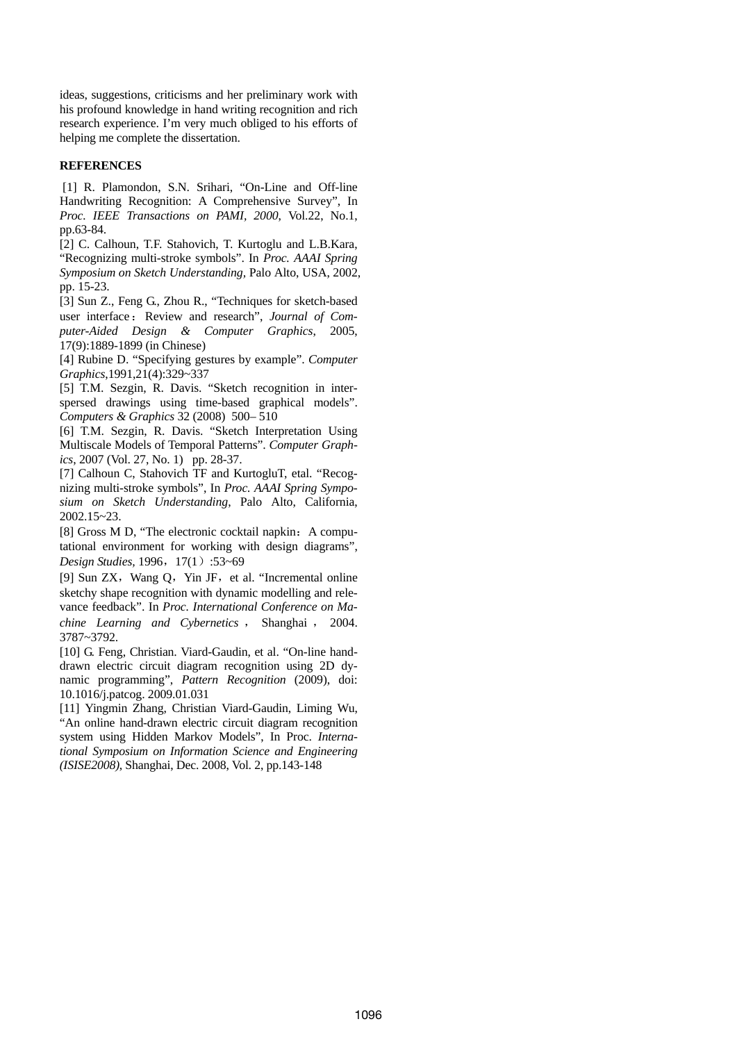ideas, suggestions, criticisms and her preliminary work with his profound knowledge in hand writing recognition and rich research experience. I'm very much obliged to his efforts of helping me complete the dissertation.

## REFERENCES

[1] R. Plamondon, S.N. Srihari, "On-Line and Off-line Handwriting Recognition: A Comprehensive Survey", In *Proc. IEEE Transactions on PAMI, 2000,* Vol.22, No.1, pp.63-84.

[2] C. Calhoun, T.F. Stahovich, T. Kurtoglu and L.B.Kara, "Recognizing multi-stroke symbols". In *Proc. AAAI Spring Symposium on Sketch Understanding,* Palo Alto, USA, 2002, pp. 15-23.

[3] Sun Z., Feng G., Zhou R., "Techniques for sketch-based user interface：Review and research", *Journal of Computer-Aided Design & Computer Graphics*, 2005, 17(9):1889-1899 (in Chinese)

[4] Rubine D. "Specifying gestures by example". *Computer Graphics,*1991,21(4):329~337

[5] T.M. Sezgin, R. Davis. "Sketch recognition in interspersed drawings using time-based graphical models". *Computers & Graphics* 32 (2008) 500– 510

[6] T.M. Sezgin, R. Davis. "Sketch Interpretation Using Multiscale Models of Temporal Patterns". *Computer Graphics*, 2007 (Vol. 27, No. 1) pp. 28-37.

[7] Calhoun C, Stahovich TF and KurtogluT, etal. "Recognizing multi-stroke symbols", In *Proc. AAAI Spring Symposium on Sketch Understanding*, Palo Alto, California, 2002.15~23.

[8] Gross M D, "The electronic cocktail napkin：A computational environment for working with design diagrams", *Design Studies,* 1996，17(1）:53~69

[9] Sun ZX，Wang Q，Yin JF，et al. "Incremental online sketchy shape recognition with dynamic modelling and relevance feedback". In *Proc. International Conference on Machine Learning and Cybernetics*， Shanghai， 2004. 3787~3792.

[10] G. Feng, Christian. Viard-Gaudin, et al. "On-line hand-drawn electric circuit diagram recognition using 2D dynamic programming", *Pattern Recognition* (2009), doi: 10.1016/j.patcog. 2009.01.031

[11] Yingmin Zhang, Christian Viard-Gaudin, Liming Wu, "An online hand-drawn electric circuit diagram recognition system using Hidden Markov Models", In Proc. *International Symposium on Information Science and Engineering (ISISE2008),* Shanghai, Dec. 2008, Vol. 2, pp.143-148